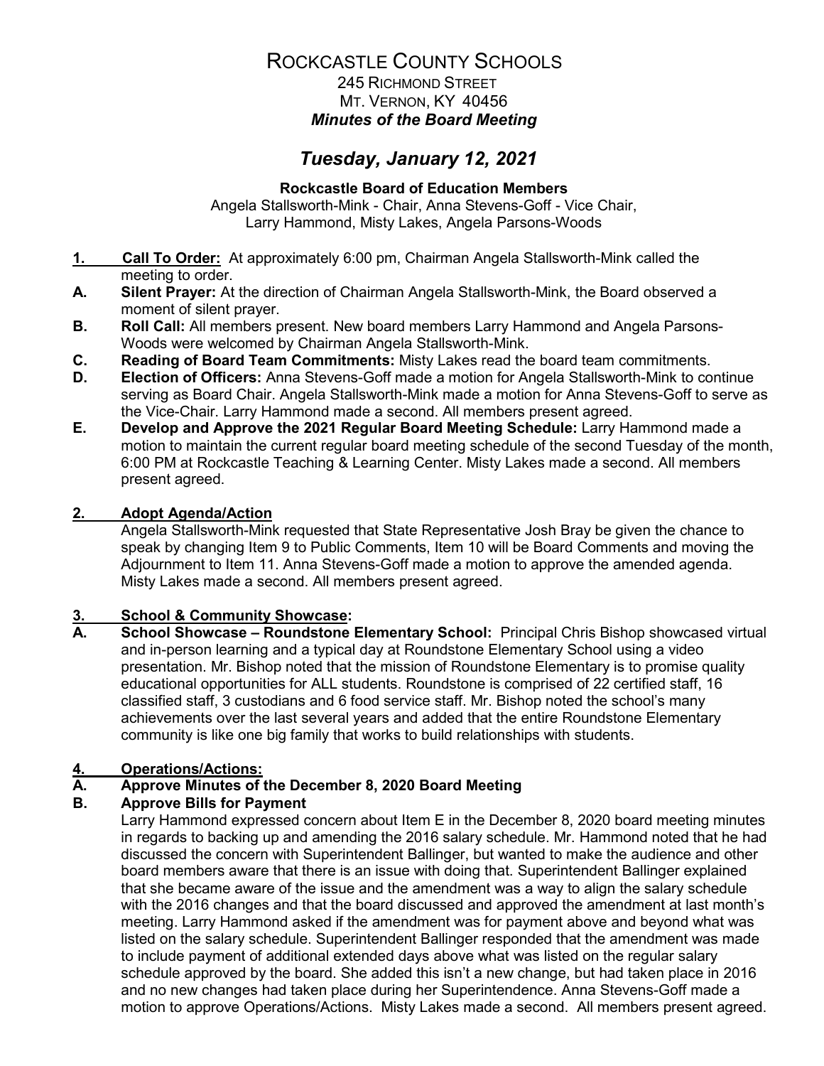# ROCKCASTLE COUNTY SCHOOLS

245 RICHMOND STREET
MT. VERNON, KY 40456

***Minutes of the Board Meeting***

## *Tuesday, January 12, 2021*

**Rockcastle Board of Education Members**

Angela Stallsworth-Mink - Chair, Anna Stevens-Goff - Vice Chair, Larry Hammond, Misty Lakes, Angela Parsons-Woods

**1. Call To Order:** At approximately 6:00 pm, Chairman Angela Stallsworth-Mink called the meeting to order.

**A. Silent Prayer:** At the direction of Chairman Angela Stallsworth-Mink, the Board observed a moment of silent prayer.

**B. Roll Call:** All members present. New board members Larry Hammond and Angela Parsons-Woods were welcomed by Chairman Angela Stallsworth-Mink.

**C. Reading of Board Team Commitments:** Misty Lakes read the board team commitments.

**D. Election of Officers:** Anna Stevens-Goff made a motion for Angela Stallsworth-Mink to continue serving as Board Chair. Angela Stallsworth-Mink made a motion for Anna Stevens-Goff to serve as the Vice-Chair. Larry Hammond made a second. All members present agreed.

**E. Develop and Approve the 2021 Regular Board Meeting Schedule:** Larry Hammond made a motion to maintain the current regular board meeting schedule of the second Tuesday of the month, 6:00 PM at Rockcastle Teaching & Learning Center. Misty Lakes made a second. All members present agreed.

**2. Adopt Agenda/Action**

Angela Stallsworth-Mink requested that State Representative Josh Bray be given the chance to speak by changing Item 9 to Public Comments, Item 10 will be Board Comments and moving the Adjournment to Item 11. Anna Stevens-Goff made a motion to approve the amended agenda. Misty Lakes made a second. All members present agreed.

**3. School & Community Showcase:**

**A. School Showcase – Roundstone Elementary School:** Principal Chris Bishop showcased virtual and in-person learning and a typical day at Roundstone Elementary School using a video presentation. Mr. Bishop noted that the mission of Roundstone Elementary is to promise quality educational opportunities for ALL students. Roundstone is comprised of 22 certified staff, 16 classified staff, 3 custodians and 6 food service staff. Mr. Bishop noted the school's many achievements over the last several years and added that the entire Roundstone Elementary community is like one big family that works to build relationships with students.

**4. Operations/Actions:**

**A. Approve Minutes of the December 8, 2020 Board Meeting**

**B. Approve Bills for Payment**

Larry Hammond expressed concern about Item E in the December 8, 2020 board meeting minutes in regards to backing up and amending the 2016 salary schedule. Mr. Hammond noted that he had discussed the concern with Superintendent Ballinger, but wanted to make the audience and other board members aware that there is an issue with doing that. Superintendent Ballinger explained that she became aware of the issue and the amendment was a way to align the salary schedule with the 2016 changes and that the board discussed and approved the amendment at last month's meeting. Larry Hammond asked if the amendment was for payment above and beyond what was listed on the salary schedule. Superintendent Ballinger responded that the amendment was made to include payment of additional extended days above what was listed on the regular salary schedule approved by the board. She added this isn't a new change, but had taken place in 2016 and no new changes had taken place during her Superintendence. Anna Stevens-Goff made a motion to approve Operations/Actions. Misty Lakes made a second. All members present agreed.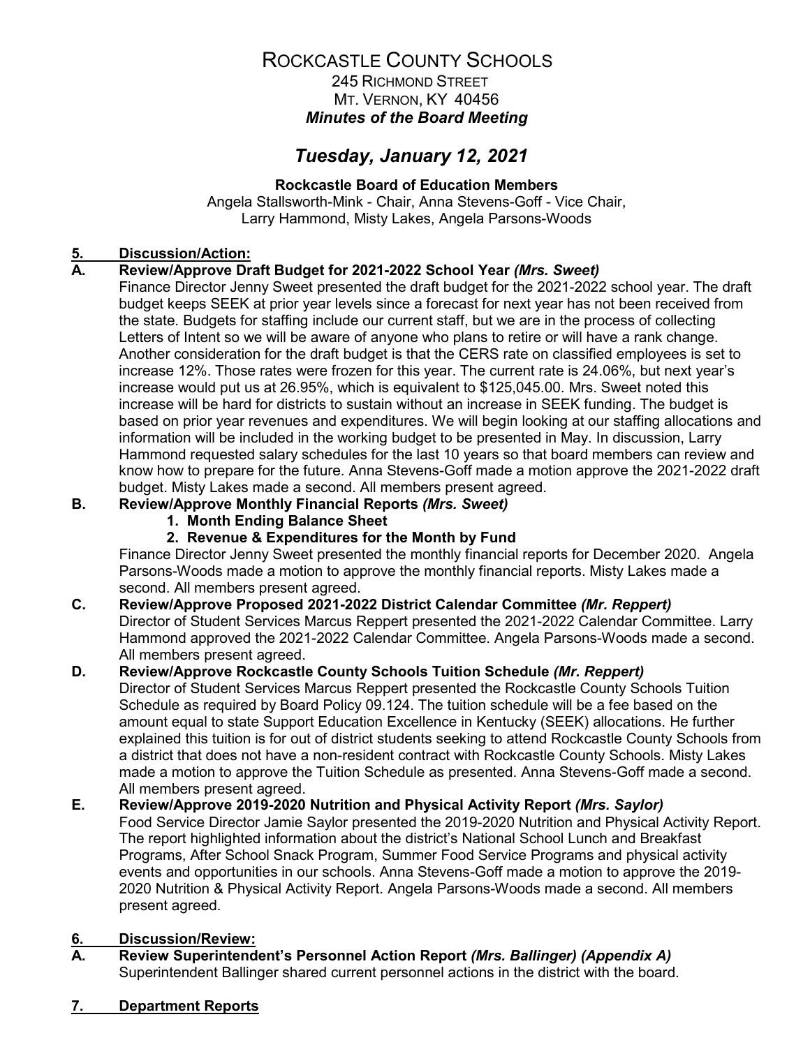# ROCKCASTLE COUNTY SCHOOLS

245 RICHMOND STREET
MT. VERNON, KY 40456
***Minutes of the Board Meeting***

## *Tuesday, January 12, 2021*

**Rockcastle Board of Education Members**
Angela Stallsworth-Mink - Chair, Anna Stevens-Goff - Vice Chair, Larry Hammond, Misty Lakes, Angela Parsons-Woods

**5. Discussion/Action:**

**A. Review/Approve Draft Budget for 2021-2022 School Year *(Mrs. Sweet)***

Finance Director Jenny Sweet presented the draft budget for the 2021-2022 school year. The draft budget keeps SEEK at prior year levels since a forecast for next year has not been received from the state. Budgets for staffing include our current staff, but we are in the process of collecting Letters of Intent so we will be aware of anyone who plans to retire or will have a rank change. Another consideration for the draft budget is that the CERS rate on classified employees is set to increase 12%. Those rates were frozen for this year. The current rate is 24.06%, but next year's increase would put us at 26.95%, which is equivalent to $125,045.00. Mrs. Sweet noted this increase will be hard for districts to sustain without an increase in SEEK funding. The budget is based on prior year revenues and expenditures. We will begin looking at our staffing allocations and information will be included in the working budget to be presented in May. In discussion, Larry Hammond requested salary schedules for the last 10 years so that board members can review and know how to prepare for the future. Anna Stevens-Goff made a motion approve the 2021-2022 draft budget. Misty Lakes made a second. All members present agreed.

**B. Review/Approve Monthly Financial Reports *(Mrs. Sweet)***

1. **Month Ending Balance Sheet**
2. **Revenue & Expenditures for the Month by Fund**

Finance Director Jenny Sweet presented the monthly financial reports for December 2020. Angela Parsons-Woods made a motion to approve the monthly financial reports. Misty Lakes made a second. All members present agreed.

**C. Review/Approve Proposed 2021-2022 District Calendar Committee *(Mr. Reppert)***

Director of Student Services Marcus Reppert presented the 2021-2022 Calendar Committee. Larry Hammond approved the 2021-2022 Calendar Committee. Angela Parsons-Woods made a second. All members present agreed.

**D. Review/Approve Rockcastle County Schools Tuition Schedule *(Mr. Reppert)***

Director of Student Services Marcus Reppert presented the Rockcastle County Schools Tuition Schedule as required by Board Policy 09.124. The tuition schedule will be a fee based on the amount equal to state Support Education Excellence in Kentucky (SEEK) allocations. He further explained this tuition is for out of district students seeking to attend Rockcastle County Schools from a district that does not have a non-resident contract with Rockcastle County Schools. Misty Lakes made a motion to approve the Tuition Schedule as presented. Anna Stevens-Goff made a second. All members present agreed.

**E. Review/Approve 2019-2020 Nutrition and Physical Activity Report *(Mrs. Saylor)***

Food Service Director Jamie Saylor presented the 2019-2020 Nutrition and Physical Activity Report. The report highlighted information about the district's National School Lunch and Breakfast Programs, After School Snack Program, Summer Food Service Programs and physical activity events and opportunities in our schools. Anna Stevens-Goff made a motion to approve the 2019-2020 Nutrition & Physical Activity Report. Angela Parsons-Woods made a second. All members present agreed.

**6. Discussion/Review:**

**A. Review Superintendent's Personnel Action Report *(Mrs. Ballinger) (Appendix A)***

Superintendent Ballinger shared current personnel actions in the district with the board.

**7. Department Reports**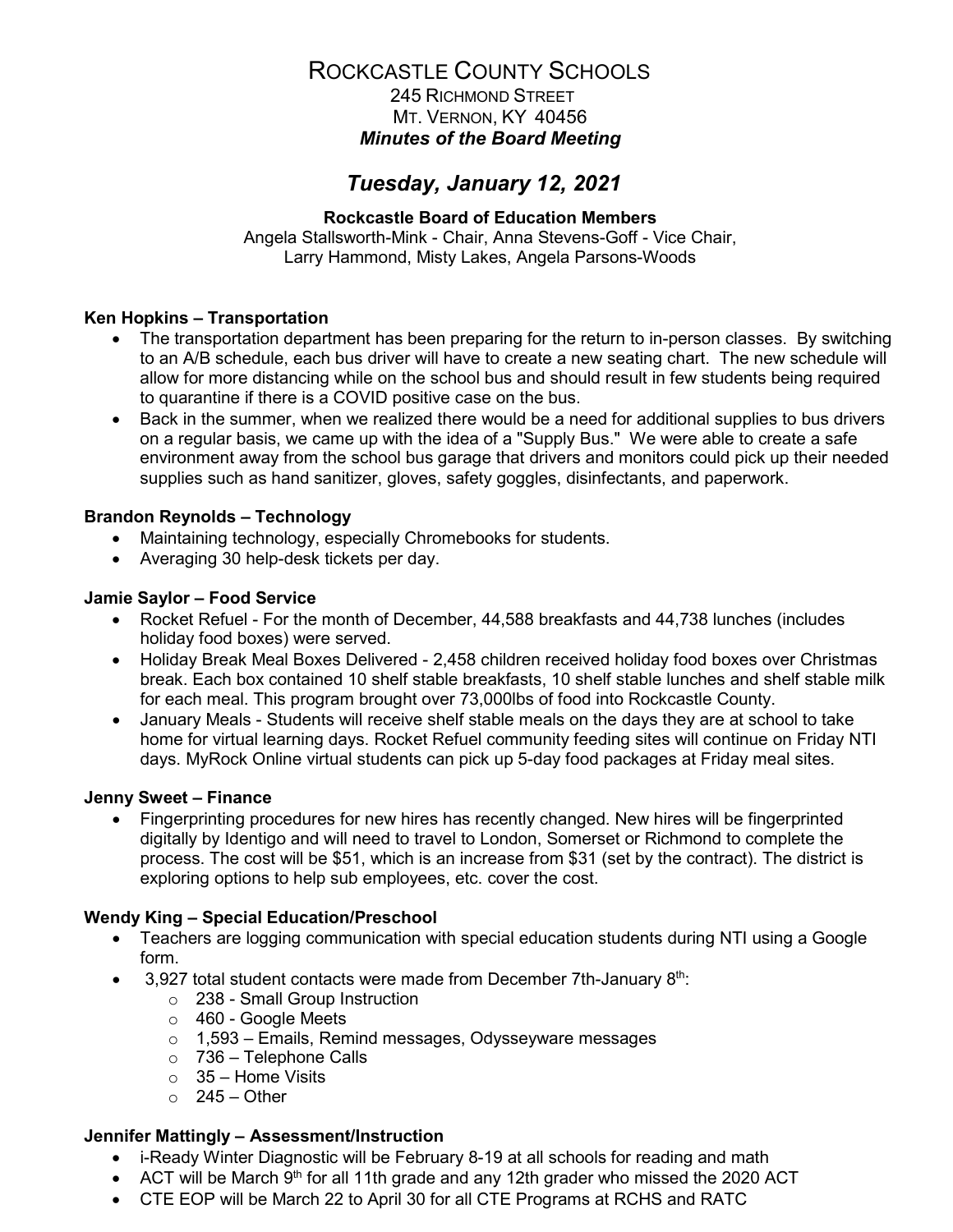# ROCKCASTLE COUNTY SCHOOLS

245 RICHMOND STREET
MT. VERNON, KY 40456

***Minutes of the Board Meeting***

## *Tuesday, January 12, 2021*

**Rockcastle Board of Education Members**

Angela Stallsworth-Mink - Chair, Anna Stevens-Goff - Vice Chair,
Larry Hammond, Misty Lakes, Angela Parsons-Woods

**Ken Hopkins – Transportation**

- The transportation department has been preparing for the return to in-person classes. By switching to an A/B schedule, each bus driver will have to create a new seating chart. The new schedule will allow for more distancing while on the school bus and should result in few students being required to quarantine if there is a COVID positive case on the bus.
- Back in the summer, when we realized there would be a need for additional supplies to bus drivers on a regular basis, we came up with the idea of a "Supply Bus." We were able to create a safe environment away from the school bus garage that drivers and monitors could pick up their needed supplies such as hand sanitizer, gloves, safety goggles, disinfectants, and paperwork.

**Brandon Reynolds – Technology**

- Maintaining technology, especially Chromebooks for students.
- Averaging 30 help-desk tickets per day.

**Jamie Saylor – Food Service**

- Rocket Refuel - For the month of December, 44,588 breakfasts and 44,738 lunches (includes holiday food boxes) were served.
- Holiday Break Meal Boxes Delivered - 2,458 children received holiday food boxes over Christmas break. Each box contained 10 shelf stable breakfasts, 10 shelf stable lunches and shelf stable milk for each meal. This program brought over 73,000lbs of food into Rockcastle County.
- January Meals - Students will receive shelf stable meals on the days they are at school to take home for virtual learning days. Rocket Refuel community feeding sites will continue on Friday NTI days. MyRock Online virtual students can pick up 5-day food packages at Friday meal sites.

**Jenny Sweet – Finance**

- Fingerprinting procedures for new hires has recently changed. New hires will be fingerprinted digitally by Identigo and will need to travel to London, Somerset or Richmond to complete the process. The cost will be $51, which is an increase from $31 (set by the contract). The district is exploring options to help sub employees, etc. cover the cost.

**Wendy King – Special Education/Preschool**

- Teachers are logging communication with special education students during NTI using a Google form.
- 3,927 total student contacts were made from December 7th-January 8th:
    - 238 - Small Group Instruction
    - 460 - Google Meets
    - 1,593 – Emails, Remind messages, Odysseyware messages
    - 736 – Telephone Calls
    - 35 – Home Visits
    - 245 – Other

**Jennifer Mattingly – Assessment/Instruction**

- i-Ready Winter Diagnostic will be February 8-19 at all schools for reading and math
- ACT will be March 9th for all 11th grade and any 12th grader who missed the 2020 ACT
- CTE EOP will be March 22 to April 30 for all CTE Programs at RCHS and RATC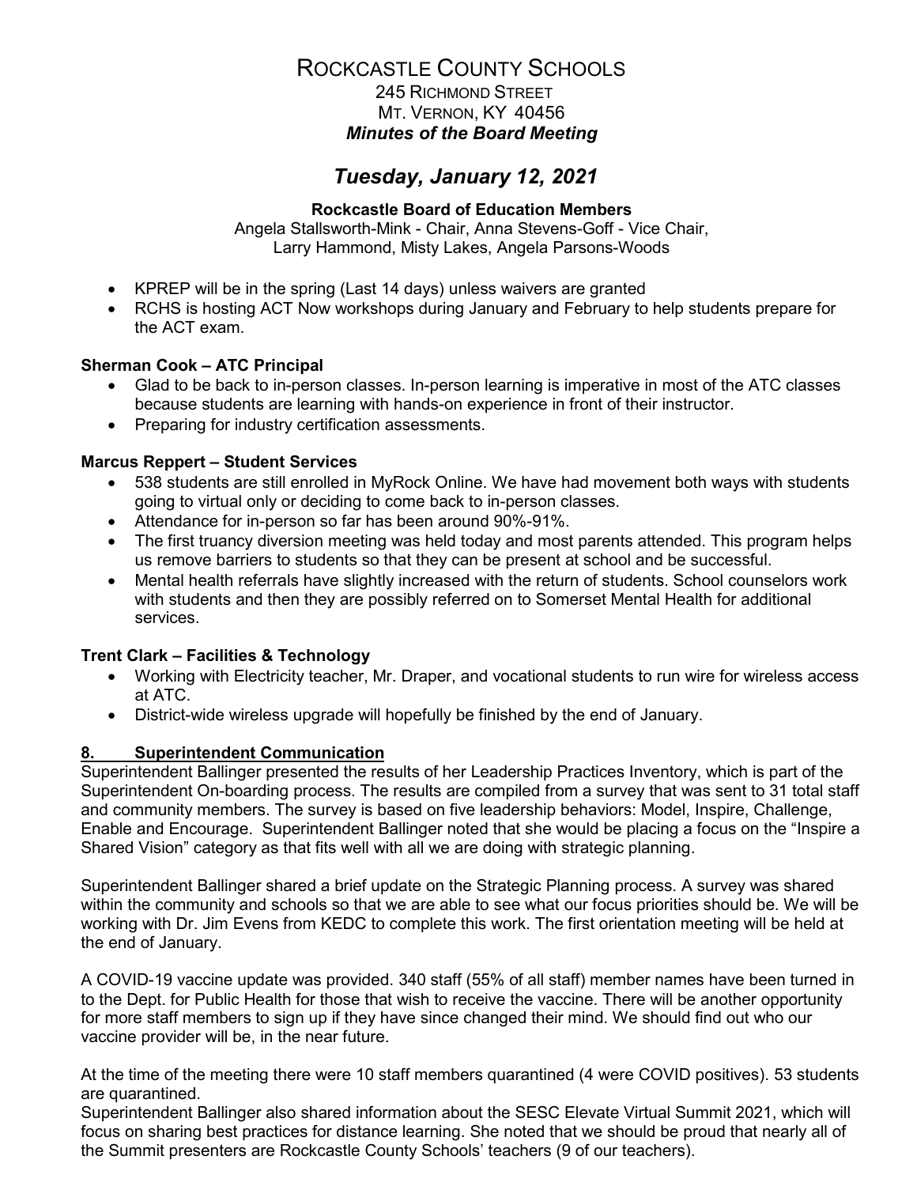# ROCKCASTLE COUNTY SCHOOLS

245 RICHMOND STREET
MT. VERNON, KY 40456

***Minutes of the Board Meeting***

## *Tuesday, January 12, 2021*

**Rockcastle Board of Education Members**

Angela Stallsworth-Mink - Chair, Anna Stevens-Goff - Vice Chair,
Larry Hammond, Misty Lakes, Angela Parsons-Woods

- KPREP will be in the spring (Last 14 days) unless waivers are granted
- RCHS is hosting ACT Now workshops during January and February to help students prepare for the ACT exam.

**Sherman Cook – ATC Principal**

- Glad to be back to in-person classes. In-person learning is imperative in most of the ATC classes because students are learning with hands-on experience in front of their instructor.
- Preparing for industry certification assessments.

**Marcus Reppert – Student Services**

- 538 students are still enrolled in MyRock Online. We have had movement both ways with students going to virtual only or deciding to come back to in-person classes.
- Attendance for in-person so far has been around 90%-91%.
- The first truancy diversion meeting was held today and most parents attended. This program helps us remove barriers to students so that they can be present at school and be successful.
- Mental health referrals have slightly increased with the return of students. School counselors work with students and then they are possibly referred on to Somerset Mental Health for additional services.

**Trent Clark – Facilities & Technology**

- Working with Electricity teacher, Mr. Draper, and vocational students to run wire for wireless access at ATC.
- District-wide wireless upgrade will hopefully be finished by the end of January.

### 8. Superintendent Communication

Superintendent Ballinger presented the results of her Leadership Practices Inventory, which is part of the Superintendent On-boarding process. The results are compiled from a survey that was sent to 31 total staff and community members. The survey is based on five leadership behaviors: Model, Inspire, Challenge, Enable and Encourage. Superintendent Ballinger noted that she would be placing a focus on the "Inspire a Shared Vision" category as that fits well with all we are doing with strategic planning.

Superintendent Ballinger shared a brief update on the Strategic Planning process. A survey was shared within the community and schools so that we are able to see what our focus priorities should be. We will be working with Dr. Jim Evens from KEDC to complete this work. The first orientation meeting will be held at the end of January.

A COVID-19 vaccine update was provided. 340 staff (55% of all staff) member names have been turned in to the Dept. for Public Health for those that wish to receive the vaccine. There will be another opportunity for more staff members to sign up if they have since changed their mind. We should find out who our vaccine provider will be, in the near future.

At the time of the meeting there were 10 staff members quarantined (4 were COVID positives). 53 students are quarantined.

Superintendent Ballinger also shared information about the SESC Elevate Virtual Summit 2021, which will focus on sharing best practices for distance learning. She noted that we should be proud that nearly all of the Summit presenters are Rockcastle County Schools' teachers (9 of our teachers).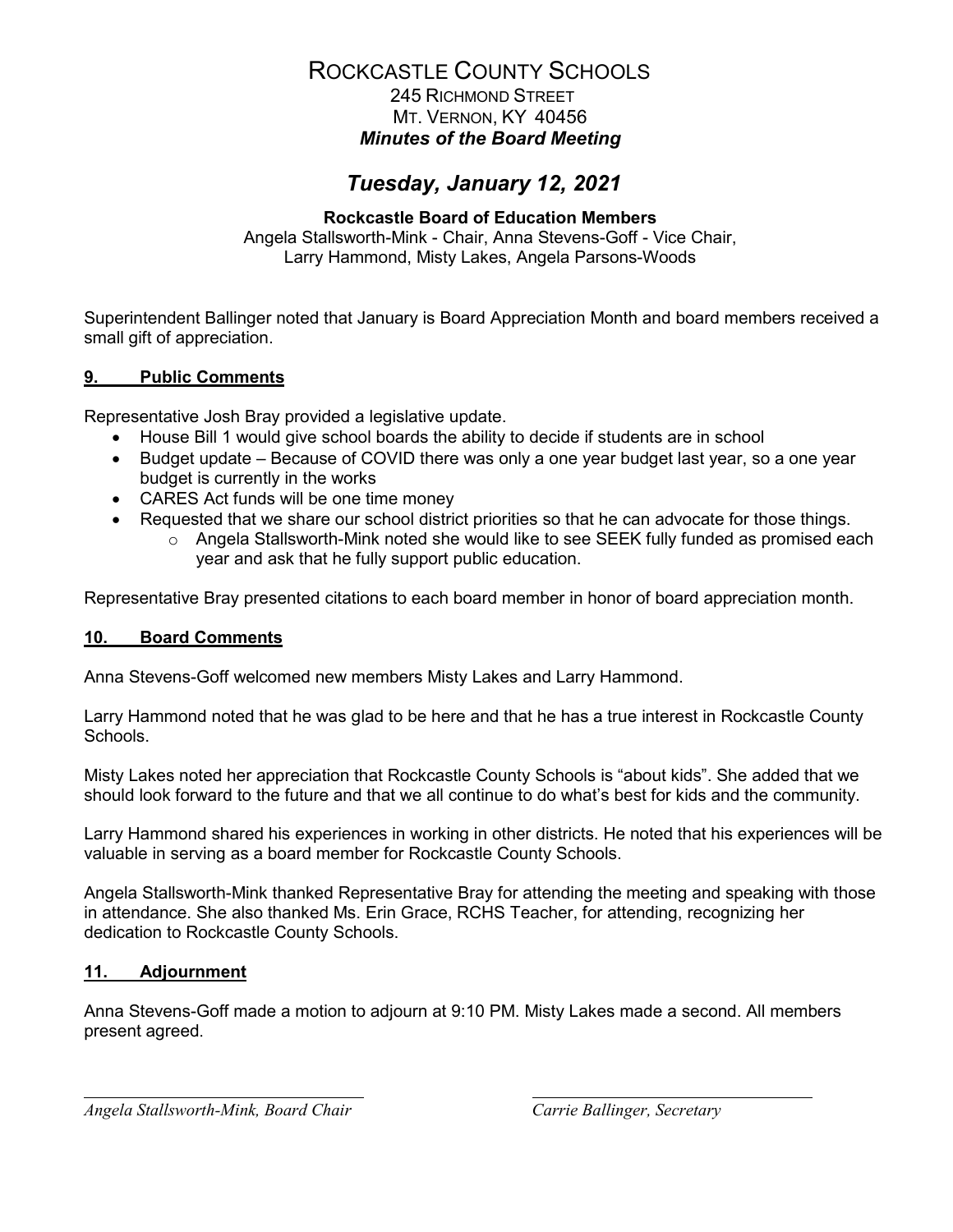# ROCKCASTLE COUNTY SCHOOLS

245 RICHMOND STREET
MT. VERNON, KY 40456

***Minutes of the Board Meeting***

## *Tuesday, January 12, 2021*

**Rockcastle Board of Education Members**

Angela Stallsworth-Mink - Chair, Anna Stevens-Goff - Vice Chair,
Larry Hammond, Misty Lakes, Angela Parsons-Woods

Superintendent Ballinger noted that January is Board Appreciation Month and board members received a small gift of appreciation.

### 9. Public Comments

Representative Josh Bray provided a legislative update.

- House Bill 1 would give school boards the ability to decide if students are in school
- Budget update – Because of COVID there was only a one year budget last year, so a one year budget is currently in the works
- CARES Act funds will be one time money
- Requested that we share our school district priorities so that he can advocate for those things.
  - Angela Stallsworth-Mink noted she would like to see SEEK fully funded as promised each year and ask that he fully support public education.

Representative Bray presented citations to each board member in honor of board appreciation month.

### 10. Board Comments

Anna Stevens-Goff welcomed new members Misty Lakes and Larry Hammond.

Larry Hammond noted that he was glad to be here and that he has a true interest in Rockcastle County Schools.

Misty Lakes noted her appreciation that Rockcastle County Schools is "about kids". She added that we should look forward to the future and that we all continue to do what's best for kids and the community.

Larry Hammond shared his experiences in working in other districts. He noted that his experiences will be valuable in serving as a board member for Rockcastle County Schools.

Angela Stallsworth-Mink thanked Representative Bray for attending the meeting and speaking with those in attendance. She also thanked Ms. Erin Grace, RCHS Teacher, for attending, recognizing her dedication to Rockcastle County Schools.

### 11. Adjournment

Anna Stevens-Goff made a motion to adjourn at 9:10 PM. Misty Lakes made a second. All members present agreed.

*Angela Stallsworth-Mink, Board Chair*

*Carrie Ballinger, Secretary*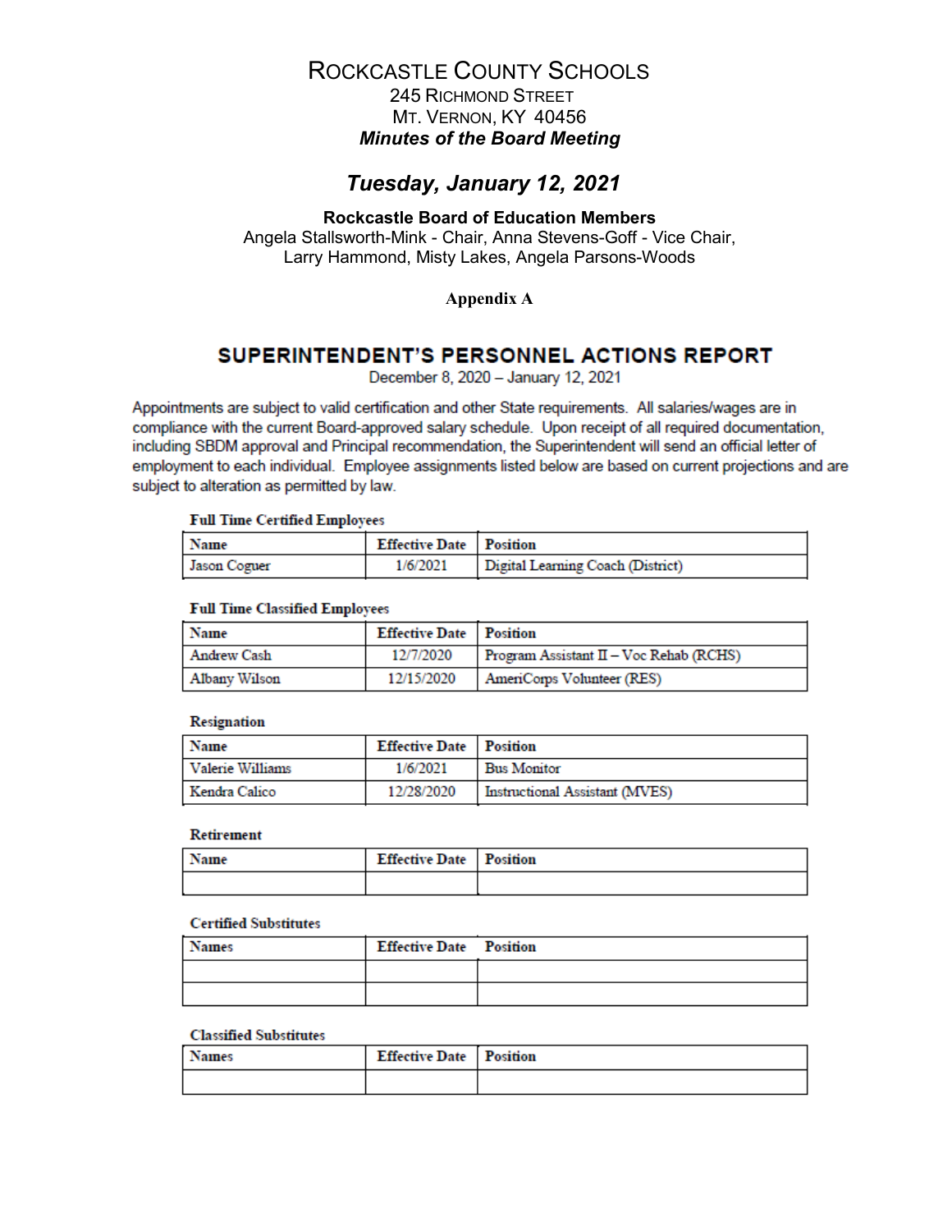# ROCKCASTLE COUNTY SCHOOLS

245 RICHMOND STREET
MT. VERNON, KY 40456

***Minutes of the Board Meeting***

## *Tuesday, January 12, 2021*

**Rockcastle Board of Education Members**

Angela Stallsworth-Mink - Chair, Anna Stevens-Goff - Vice Chair, Larry Hammond, Misty Lakes, Angela Parsons-Woods

**Appendix A**

## SUPERINTENDENT'S PERSONNEL ACTIONS REPORT

December 8, 2020 – January 12, 2021

Appointments are subject to valid certification and other State requirements. All salaries/wages are in compliance with the current Board-approved salary schedule. Upon receipt of all required documentation, including SBDM approval and Principal recommendation, the Superintendent will send an official letter of employment to each individual. Employee assignments listed below are based on current projections and are subject to alteration as permitted by law.

**Full Time Certified Employees**

| Name | Effective Date | Position |
|---|---|---|
| Jason Coguer | 1/6/2021 | Digital Learning Coach (District) |

**Full Time Classified Employees**

| Name | Effective Date | Position |
|---|---|---|
| Andrew Cash | 12/7/2020 | Program Assistant II – Voc Rehab (RCHS) |
| Albany Wilson | 12/15/2020 | AmeriCorps Volunteer (RES) |

**Resignation**

| Name | Effective Date | Position |
|---|---|---|
| Valerie Williams | 1/6/2021 | Bus Monitor |
| Kendra Calico | 12/28/2020 | Instructional Assistant (MVES) |

**Retirement**

| Name | Effective Date | Position |
|---|---|---|
| | | |

**Certified Substitutes**

| Names | Effective Date | Position |
|---|---|---|
| | | |
| | | |

**Classified Substitutes**

| Names | Effective Date | Position |
|---|---|---|
| | | |